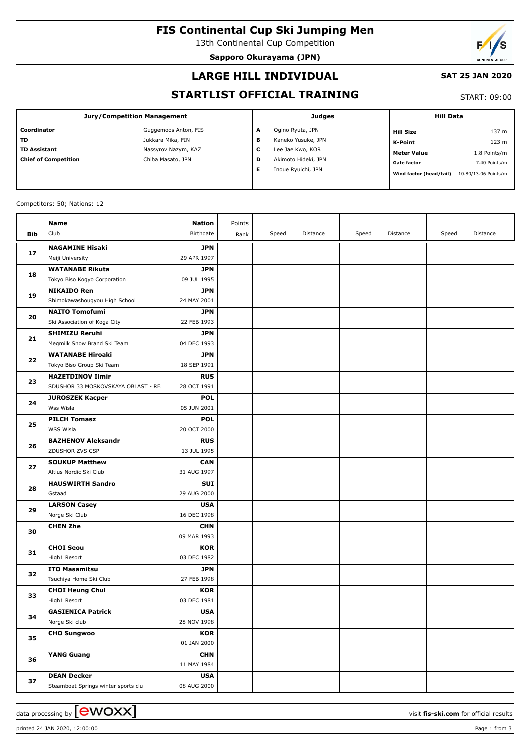# FIS Continental Cup Ski Jumping Men

13th Continental Cup Competition

**Sapporo Okurayama (JPN)**

## LARGE HILL INDIVIDUAL

**SAT 25 JAN 2020**

## STARTLIST OFFICIAL TRAINING

START: 09:00

| Jury/Competition Management | | Judges | | Hill Data | |
|---|---|---|---|---|---|
| **Coordinator** | Guggemoos Anton, FIS | **A** | Ogino Ryuta, JPN | **Hill Size** | 137 m |
| **TD** | Jukkara Mika, FIN | **B** | Kaneko Yusuke, JPN | **K-Point** | 123 m |
| **TD Assistant** | Nassyrov Nazym, KAZ | **C** | Lee Jae Kwo, KOR | **Meter Value** | 1.8 Points/m |
| **Chief of Competition** | Chiba Masato, JPN | **D** | Akimoto Hideki, JPN | **Gate factor** | 7.40 Points/m |
| | | **E** | Inoue Ryuichi, JPN | **Wind factor (head/tail)** | 10.80/13.06 Points/m |

Competitors: 50; Nations: 12

| Bib | Name / Club | Nation / Birthdate | Points / Rank | Speed | Distance | Speed | Distance | Speed | Distance |
|---|---|---|---|---|---|---|---|---|---|
| 17 | **NAGAMINE Hisaki**<br>Meiji University | **JPN**<br>29 APR 1997 | | | | | | | |
| 18 | **WATANABE Rikuta**<br>Tokyo Biso Kogyo Corporation | **JPN**<br>09 JUL 1995 | | | | | | | |
| 19 | **NIKAIDO Ren**<br>Shimokawashougyou High School | **JPN**<br>24 MAY 2001 | | | | | | | |
| 20 | **NAITO Tomofumi**<br>Ski Association of Koga City | **JPN**<br>22 FEB 1993 | | | | | | | |
| 21 | **SHIMIZU Reruhi**<br>Megmilk Snow Brand Ski Team | **JPN**<br>04 DEC 1993 | | | | | | | |
| 22 | **WATANABE Hiroaki**<br>Tokyo Biso Group Ski Team | **JPN**<br>18 SEP 1991 | | | | | | | |
| 23 | **HAZETDINOV Ilmir**<br>SDUSHOR 33 MOSKOVSKAYA OBLAST - RE | **RUS**<br>28 OCT 1991 | | | | | | | |
| 24 | **JUROSZEK Kacper**<br>Wss Wisla | **POL**<br>05 JUN 2001 | | | | | | | |
| 25 | **PILCH Tomasz**<br>WSS Wisla | **POL**<br>20 OCT 2000 | | | | | | | |
| 26 | **BAZHENOV Aleksandr**<br>ZDUSHOR ZVS CSP | **RUS**<br>13 JUL 1995 | | | | | | | |
| 27 | **SOUKUP Matthew**<br>Altius Nordic Ski Club | **CAN**<br>31 AUG 1997 | | | | | | | |
| 28 | **HAUSWIRTH Sandro**<br>Gstaad | **SUI**<br>29 AUG 2000 | | | | | | | |
| 29 | **LARSON Casey**<br>Norge Ski Club | **USA**<br>16 DEC 1998 | | | | | | | |
| 30 | **CHEN Zhe** | **CHN**<br>09 MAR 1993 | | | | | | | |
| 31 | **CHOI Seou**<br>High1 Resort | **KOR**<br>03 DEC 1982 | | | | | | | |
| 32 | **ITO Masamitsu**<br>Tsuchiya Home Ski Club | **JPN**<br>27 FEB 1998 | | | | | | | |
| 33 | **CHOI Heung Chul**<br>High1 Resort | **KOR**<br>03 DEC 1981 | | | | | | | |
| 34 | **GASIENICA Patrick**<br>Norge Ski club | **USA**<br>28 NOV 1998 | | | | | | | |
| 35 | **CHO Sungwoo** | **KOR**<br>01 JAN 2000 | | | | | | | |
| 36 | **YANG Guang** | **CHN**<br>11 MAY 1984 | | | | | | | |
| 37 | **DEAN Decker**<br>Steamboat Springs winter sports clu | **USA**<br>08 AUG 2000 | | | | | | | |

data processing by ewoxx — visit **fis-ski.com** for official results

printed 24 JAN 2020, 12:00:00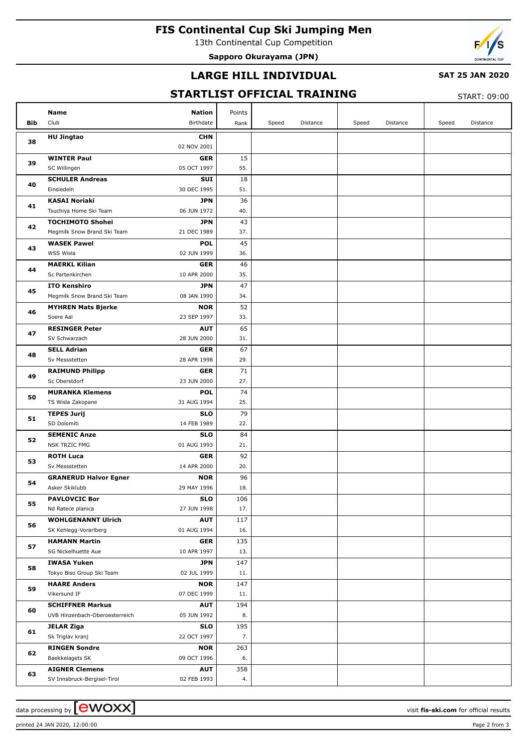# FIS Continental Cup Ski Jumping Men

13th Continental Cup Competition

**Sapporo Okurayama (JPN)**

## LARGE HILL INDIVIDUAL

**SAT 25 JAN 2020**

## STARTLIST OFFICIAL TRAINING

START: 09:00

| Bib | Name<br>Club | Nation<br>Birthdate | Points<br>Rank | Speed | Distance | Speed | Distance | Speed | Distance |
|---|---|---|---|---|---|---|---|---|---|
| 38 | **HU Jingtao** | **CHN**<br>02 NOV 2001 | | | | | | | |
| 39 | **WINTER Paul**<br>SC Willingen | **GER**<br>05 OCT 1997 | 15<br>55. | | | | | | |
| 40 | **SCHULER Andreas**<br>Einsiedeln | **SUI**<br>30 DEC 1995 | 18<br>51. | | | | | | |
| 41 | **KASAI Noriaki**<br>Tsuchiya Home Ski Team | **JPN**<br>06 JUN 1972 | 36<br>40. | | | | | | |
| 42 | **TOCHIMOTO Shohei**<br>Megmilk Snow Brand Ski Team | **JPN**<br>21 DEC 1989 | 43<br>37. | | | | | | |
| 43 | **WASEK Pawel**<br>WSS Wisla | **POL**<br>02 JUN 1999 | 45<br>36. | | | | | | |
| 44 | **MAERKL Kilian**<br>Sc Partenkirchen | **GER**<br>10 APR 2000 | 46<br>35. | | | | | | |
| 45 | **ITO Kenshiro**<br>Megmilk Snow Brand Ski Team | **JPN**<br>08 JAN 1990 | 47<br>34. | | | | | | |
| 46 | **MYHREN Mats Bjerke**<br>Soere Aal | **NOR**<br>23 SEP 1997 | 52<br>33. | | | | | | |
| 47 | **RESINGER Peter**<br>SV Schwarzach | **AUT**<br>28 JUN 2000 | 65<br>31. | | | | | | |
| 48 | **SELL Adrian**<br>Sv Messstetten | **GER**<br>28 APR 1998 | 67<br>29. | | | | | | |
| 49 | **RAIMUND Philipp**<br>Sc Oberstdorf | **GER**<br>23 JUN 2000 | 71<br>27. | | | | | | |
| 50 | **MURANKA Klemens**<br>TS Wisla Zakopane | **POL**<br>31 AUG 1994 | 74<br>25. | | | | | | |
| 51 | **TEPES Jurij**<br>SD Dolomiti | **SLO**<br>14 FEB 1989 | 79<br>22. | | | | | | |
| 52 | **SEMENIC Anze**<br>NSK TRZIC FMG | **SLO**<br>01 AUG 1993 | 84<br>21. | | | | | | |
| 53 | **ROTH Luca**<br>Sv Messstetten | **GER**<br>14 APR 2000 | 92<br>20. | | | | | | |
| 54 | **GRANERUD Halvor Egner**<br>Asker Skiklubb | **NOR**<br>29 MAY 1996 | 96<br>18. | | | | | | |
| 55 | **PAVLOVCIC Bor**<br>Nd Ratece planica | **SLO**<br>27 JUN 1998 | 106<br>17. | | | | | | |
| 56 | **WOHLGENANNT Ulrich**<br>SK Kehlegg-Vorarlberg | **AUT**<br>01 AUG 1994 | 117<br>16. | | | | | | |
| 57 | **HAMANN Martin**<br>SG Nickelhuette Aue | **GER**<br>10 APR 1997 | 135<br>13. | | | | | | |
| 58 | **IWASA Yuken**<br>Tokyo Biso Group Ski Team | **JPN**<br>02 JUL 1999 | 147<br>11. | | | | | | |
| 59 | **HAARE Anders**<br>Vikersund IF | **NOR**<br>07 DEC 1999 | 147<br>11. | | | | | | |
| 60 | **SCHIFFNER Markus**<br>UVB Hinzenbach-Oberoesterreich | **AUT**<br>05 JUN 1992 | 194<br>8. | | | | | | |
| 61 | **JELAR Ziga**<br>Sk Triglav kranj | **SLO**<br>22 OCT 1997 | 195<br>7. | | | | | | |
| 62 | **RINGEN Sondre**<br>Baekkelagets SK | **NOR**<br>09 OCT 1996 | 263<br>6. | | | | | | |
| 63 | **AIGNER Clemens**<br>SV Innsbruck-Bergisel-Tirol | **AUT**<br>02 FEB 1993 | 358<br>4. | | | | | | |

data processing by ewoxx — visit **fis-ski.com** for official results

printed 24 JAN 2020, 12:00:00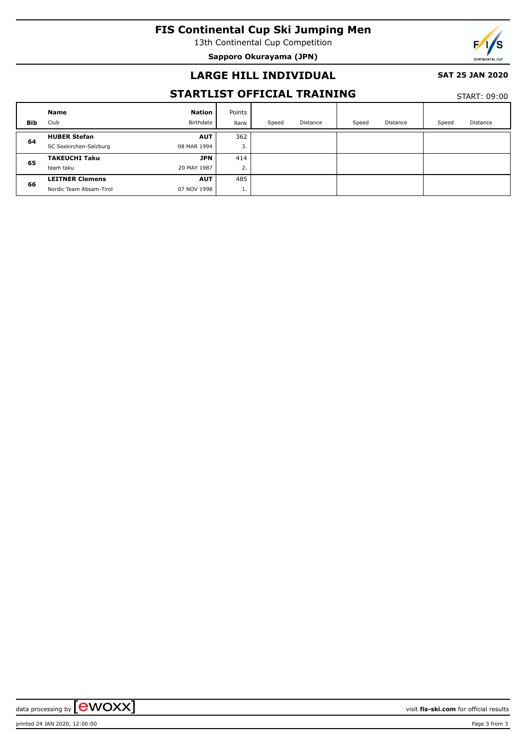# FIS Continental Cup Ski Jumping Men

13th Continental Cup Competition

**Sapporo Okurayama (JPN)**

## LARGE HILL INDIVIDUAL

**SAT 25 JAN 2020**

## STARTLIST OFFICIAL TRAINING

START: 09:00

| Bib | Name / Club | Nation / Birthdate | Points / Rank | Speed | Distance | Speed | Distance | Speed | Distance |
|---|---|---|---|---|---|---|---|---|---|
| 64 | **HUBER Stefan**<br>SC Seekirchen-Salzburg | **AUT**<br>08 MAR 1994 | 362<br>3. | | | | | | |
| 65 | **TAKEUCHI Taku**<br>team taku | **JPN**<br>20 MAY 1987 | 414<br>2. | | | | | | |
| 66 | **LEITNER Clemens**<br>Nordic Team Absam-Tirol | **AUT**<br>07 NOV 1998 | 485<br>1. | | | | | | |

data processing by [ewoxx]

visit **fis-ski.com** for official results

printed 24 JAN 2020, 12:00:00